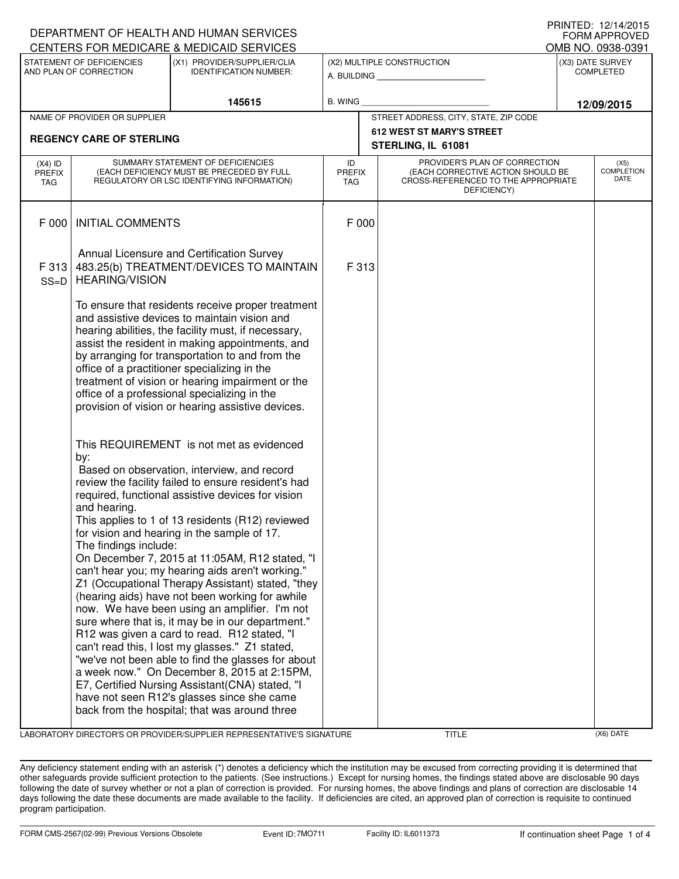DEPARTMENT OF HEALTH AND HUMAN SERVICES
CENTERS FOR MEDICARE & MEDICAID SERVICES

PRINTED: 12/14/2015
FORM APPROVED
OMB NO. 0938-0391

| STATEMENT OF DEFICIENCIES AND PLAN OF CORRECTION | (X1) PROVIDER/SUPPLIER/CLIA IDENTIFICATION NUMBER: | (X2) MULTIPLE CONSTRUCTION | (X3) DATE SURVEY COMPLETED |
|---|---|---|---|
| | 145615 | A. BUILDING ______ B. WING ______ | 12/09/2015 |

| NAME OF PROVIDER OR SUPPLIER | STREET ADDRESS, CITY, STATE, ZIP CODE |
|---|---|
| REGENCY CARE OF STERLING | 612 WEST ST MARY'S STREET STERLING, IL 61081 |

| (X4) ID PREFIX TAG | SUMMARY STATEMENT OF DEFICIENCIES (EACH DEFICIENCY MUST BE PRECEDED BY FULL REGULATORY OR LSC IDENTIFYING INFORMATION) | ID PREFIX TAG | PROVIDER'S PLAN OF CORRECTION (EACH CORRECTIVE ACTION SHOULD BE CROSS-REFERENCED TO THE APPROPRIATE DEFICIENCY) | (X5) COMPLETION DATE |
|---|---|---|---|---|
| F 000 | INITIAL COMMENTS<br><br>Annual Licensure and Certification Survey | F 000 | | |
| F 313 SS=D | 483.25(b) TREATMENT/DEVICES TO MAINTAIN HEARING/VISION<br><br>To ensure that residents receive proper treatment and assistive devices to maintain vision and hearing abilities, the facility must, if necessary, assist the resident in making appointments, and by arranging for transportation to and from the office of a practitioner specializing in the treatment of vision or hearing impairment or the office of a professional specializing in the provision of vision or hearing assistive devices.<br><br>This REQUIREMENT is not met as evidenced by:<br>Based on observation, interview, and record review the facility failed to ensure resident's had required, functional assistive devices for vision and hearing.<br>This applies to 1 of 13 residents (R12) reviewed for vision and hearing in the sample of 17.<br>The findings include:<br>On December 7, 2015 at 11:05AM, R12 stated, "I can't hear you; my hearing aids aren't working." Z1 (Occupational Therapy Assistant) stated, "they (hearing aids) have not been working for awhile now. We have been using an amplifier. I'm not sure where that is, it may be in our department." R12 was given a card to read. R12 stated, "I can't read this, I lost my glasses." Z1 stated, "we've not been able to find the glasses for about a week now." On December 8, 2015 at 2:15PM, E7, Certified Nursing Assistant(CNA) stated, "I have not seen R12's glasses since she came back from the hospital; that was around three | F 313 | | |

LABORATORY DIRECTOR'S OR PROVIDER/SUPPLIER REPRESENTATIVE'S SIGNATURE — TITLE — (X6) DATE

Any deficiency statement ending with an asterisk (*) denotes a deficiency which the institution may be excused from correcting providing it is determined that other safeguards provide sufficient protection to the patients. (See instructions.) Except for nursing homes, the findings stated above are disclosable 90 days following the date of survey whether or not a plan of correction is provided. For nursing homes, the above findings and plans of correction are disclosable 14 days following the date these documents are made available to the facility. If deficiencies are cited, an approved plan of correction is requisite to continued program participation.

FORM CMS-2567(02-99) Previous Versions Obsolete — Event ID: 7MO711 — Facility ID: IL6011373 — If continuation sheet Page 1 of 4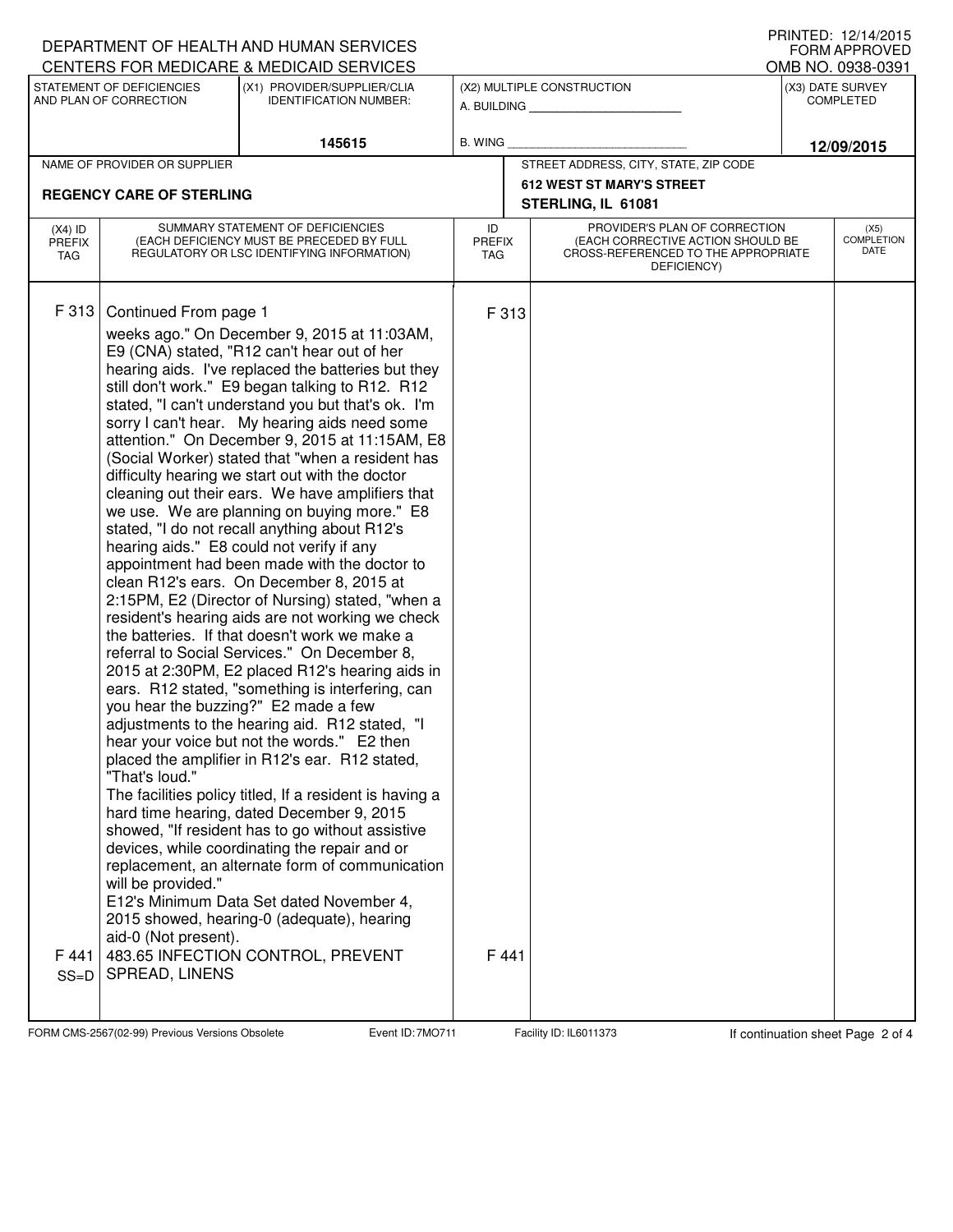DEPARTMENT OF HEALTH AND HUMAN SERVICES
CENTERS FOR MEDICARE & MEDICAID SERVICES

PRINTED: 12/14/2015
FORM APPROVED
OMB NO. 0938-0391

| STATEMENT OF DEFICIENCIES AND PLAN OF CORRECTION | (X1) PROVIDER/SUPPLIER/CLIA IDENTIFICATION NUMBER: | (X2) MULTIPLE CONSTRUCTION | (X3) DATE SURVEY COMPLETED |
|---|---|---|---|
| | 145615 | A. BUILDING ______ B. WING ______ | 12/09/2015 |

| NAME OF PROVIDER OR SUPPLIER | STREET ADDRESS, CITY, STATE, ZIP CODE |
|---|---|
| REGENCY CARE OF STERLING | 612 WEST ST MARY'S STREET STERLING, IL 61081 |

| (X4) ID PREFIX TAG | SUMMARY STATEMENT OF DEFICIENCIES (EACH DEFICIENCY MUST BE PRECEDED BY FULL REGULATORY OR LSC IDENTIFYING INFORMATION) | ID PREFIX TAG | PROVIDER'S PLAN OF CORRECTION (EACH CORRECTIVE ACTION SHOULD BE CROSS-REFERENCED TO THE APPROPRIATE DEFICIENCY) | (X5) COMPLETION DATE |
|---|---|---|---|---|
| F 313 | Continued From page 1<br>weeks ago." On December 9, 2015 at 11:03AM, E9 (CNA) stated, "R12 can't hear out of her hearing aids. I've replaced the batteries but they still don't work." E9 began talking to R12. R12 stated, "I can't understand you but that's ok. I'm sorry I can't hear. My hearing aids need some attention." On December 9, 2015 at 11:15AM, E8 (Social Worker) stated that "when a resident has difficulty hearing we start out with the doctor cleaning out their ears. We have amplifiers that we use. We are planning on buying more." E8 stated, "I do not recall anything about R12's hearing aids." E8 could not verify if any appointment had been made with the doctor to clean R12's ears. On December 8, 2015 at 2:15PM, E2 (Director of Nursing) stated, "when a resident's hearing aids are not working we check the batteries. If that doesn't work we make a referral to Social Services." On December 8, 2015 at 2:30PM, E2 placed R12's hearing aids in ears. R12 stated, "something is interfering, can you hear the buzzing?" E2 made a few adjustments to the hearing aid. R12 stated, "I hear your voice but not the words." E2 then placed the amplifier in R12's ear. R12 stated, "That's loud."<br>The facilities policy titled, If a resident is having a hard time hearing, dated December 9, 2015 showed, "If resident has to go without assistive devices, while coordinating the repair and or replacement, an alternate form of communication will be provided."<br>E12's Minimum Data Set dated November 4, 2015 showed, hearing-0 (adequate), hearing aid-0 (Not present). | F 313 | | |
| F 441 SS=D | 483.65 INFECTION CONTROL, PREVENT SPREAD, LINENS | F 441 | | |

FORM CMS-2567(02-99) Previous Versions Obsolete Event ID: 7MO711 Facility ID: IL6011373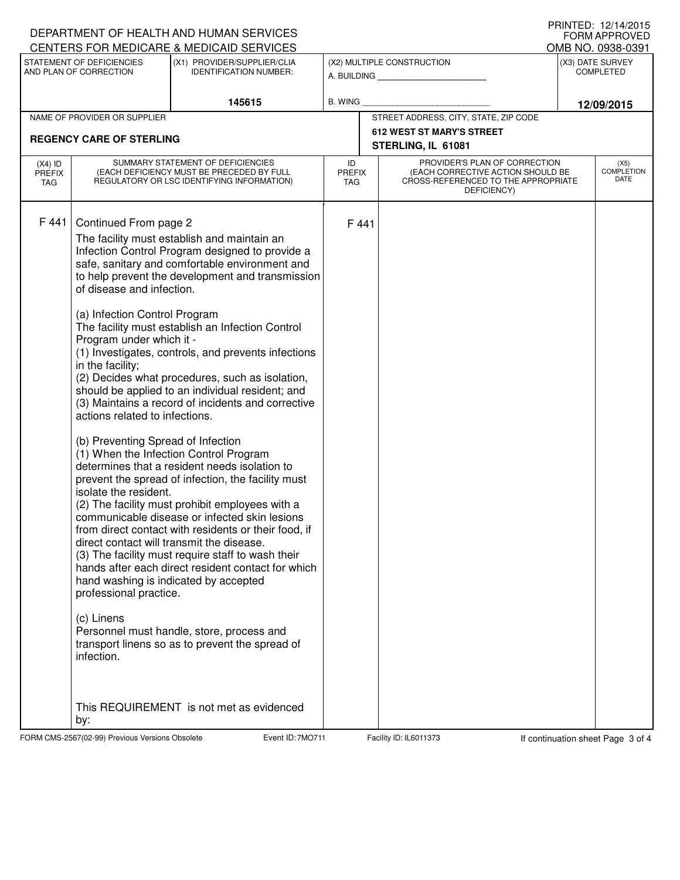DEPARTMENT OF HEALTH AND HUMAN SERVICES
CENTERS FOR MEDICARE & MEDICAID SERVICES

PRINTED: 12/14/2015
FORM APPROVED
OMB NO. 0938-0391

| STATEMENT OF DEFICIENCIES AND PLAN OF CORRECTION | (X1) PROVIDER/SUPPLIER/CLIA IDENTIFICATION NUMBER: | (X2) MULTIPLE CONSTRUCTION | (X3) DATE SURVEY COMPLETED |
|---|---|---|---|
| | 145615 | A. BUILDING ______ B. WING ______ | 12/09/2015 |

| NAME OF PROVIDER OR SUPPLIER | STREET ADDRESS, CITY, STATE, ZIP CODE |
|---|---|
| **REGENCY CARE OF STERLING** | **612 WEST ST MARY'S STREET STERLING, IL 61081** |

| (X4) ID PREFIX TAG | SUMMARY STATEMENT OF DEFICIENCIES (EACH DEFICIENCY MUST BE PRECEDED BY FULL REGULATORY OR LSC IDENTIFYING INFORMATION) | ID PREFIX TAG | PROVIDER'S PLAN OF CORRECTION (EACH CORRECTIVE ACTION SHOULD BE CROSS-REFERENCED TO THE APPROPRIATE DEFICIENCY) | (X5) COMPLETION DATE |
|---|---|---|---|---|
| F 441 | Continued From page 2<br>The facility must establish and maintain an Infection Control Program designed to provide a safe, sanitary and comfortable environment and to help prevent the development and transmission of disease and infection.<br><br>(a) Infection Control Program<br>The facility must establish an Infection Control Program under which it -<br>(1) Investigates, controls, and prevents infections in the facility;<br>(2) Decides what procedures, such as isolation, should be applied to an individual resident; and<br>(3) Maintains a record of incidents and corrective actions related to infections.<br><br>(b) Preventing Spread of Infection<br>(1) When the Infection Control Program determines that a resident needs isolation to prevent the spread of infection, the facility must isolate the resident.<br>(2) The facility must prohibit employees with a communicable disease or infected skin lesions from direct contact with residents or their food, if direct contact will transmit the disease.<br>(3) The facility must require staff to wash their hands after each direct resident contact for which hand washing is indicated by accepted professional practice.<br><br>(c) Linens<br>Personnel must handle, store, process and transport linens so as to prevent the spread of infection.<br><br>This REQUIREMENT is not met as evidenced by: | F 441 | | |

FORM CMS-2567(02-99) Previous Versions Obsolete Event ID: 7MO711 Facility ID: IL6011373 If continuation sheet Page 3 of 4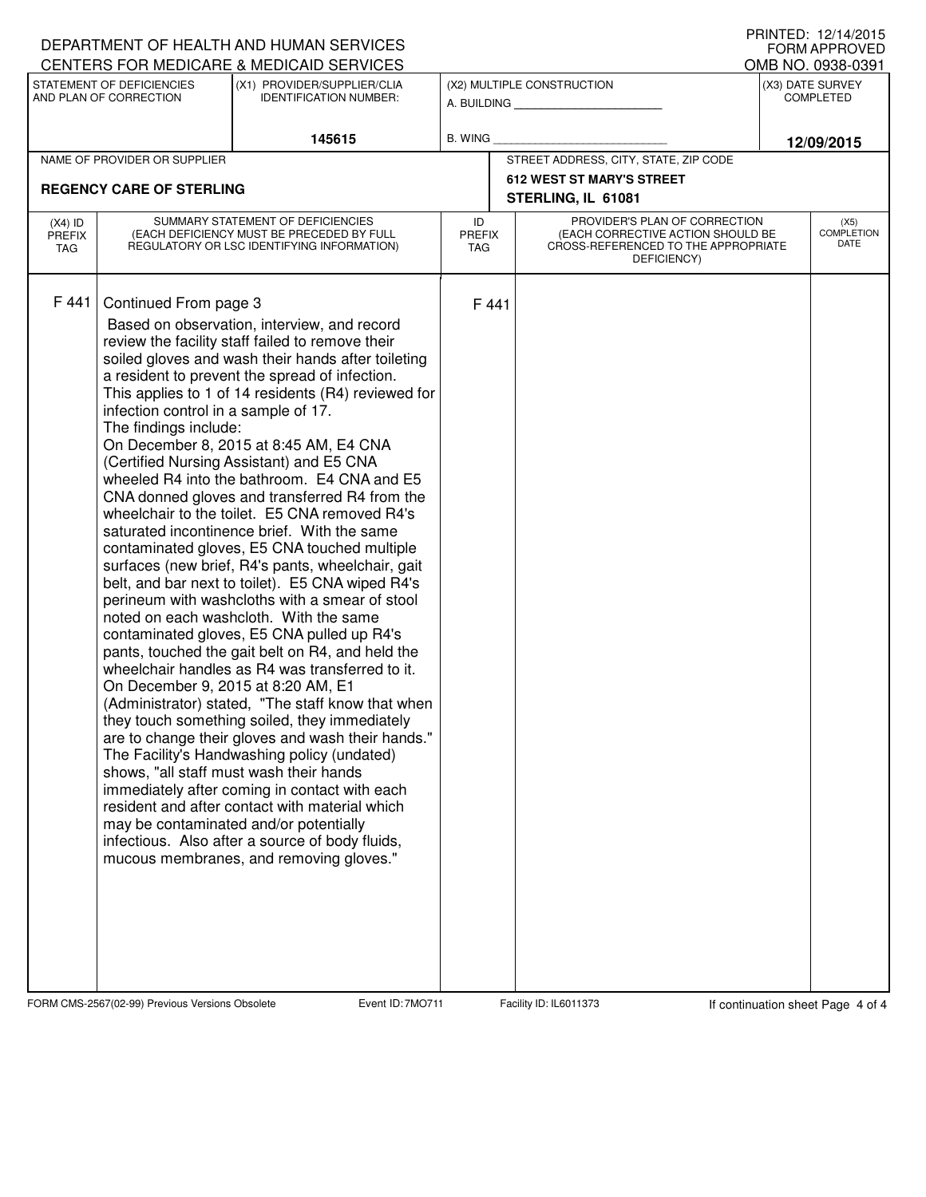DEPARTMENT OF HEALTH AND HUMAN SERVICES
CENTERS FOR MEDICARE & MEDICAID SERVICES

PRINTED: 12/14/2015
FORM APPROVED
OMB NO. 0938-0391

| STATEMENT OF DEFICIENCIES AND PLAN OF CORRECTION | (X1) PROVIDER/SUPPLIER/CLIA IDENTIFICATION NUMBER: | (X2) MULTIPLE CONSTRUCTION | (X3) DATE SURVEY COMPLETED |
|---|---|---|---|
| | 145615 | A. BUILDING ______ B. WING ______ | 12/09/2015 |

| NAME OF PROVIDER OR SUPPLIER | STREET ADDRESS, CITY, STATE, ZIP CODE |
|---|---|
| REGENCY CARE OF STERLING | 612 WEST ST MARY'S STREET STERLING, IL 61081 |

| (X4) ID PREFIX TAG | SUMMARY STATEMENT OF DEFICIENCIES (EACH DEFICIENCY MUST BE PRECEDED BY FULL REGULATORY OR LSC IDENTIFYING INFORMATION) | ID PREFIX TAG | PROVIDER'S PLAN OF CORRECTION (EACH CORRECTIVE ACTION SHOULD BE CROSS-REFERENCED TO THE APPROPRIATE DEFICIENCY) | (X5) COMPLETION DATE |
|---|---|---|---|---|
| F 441 | Continued From page 3<br>Based on observation, interview, and record review the facility staff failed to remove their soiled gloves and wash their hands after toileting a resident to prevent the spread of infection. This applies to 1 of 14 residents (R4) reviewed for infection control in a sample of 17.<br>The findings include:<br>On December 8, 2015 at 8:45 AM, E4 CNA (Certified Nursing Assistant) and E5 CNA wheeled R4 into the bathroom. E4 CNA and E5 CNA donned gloves and transferred R4 from the wheelchair to the toilet. E5 CNA removed R4's saturated incontinence brief. With the same contaminated gloves, E5 CNA touched multiple surfaces (new brief, R4's pants, wheelchair, gait belt, and bar next to toilet). E5 CNA wiped R4's perineum with washcloths with a smear of stool noted on each washcloth. With the same contaminated gloves, E5 CNA pulled up R4's pants, touched the gait belt on R4, and held the wheelchair handles as R4 was transferred to it.<br>On December 9, 2015 at 8:20 AM, E1 (Administrator) stated, "The staff know that when they touch something soiled, they immediately are to change their gloves and wash their hands."<br>The Facility's Handwashing policy (undated) shows, "all staff must wash their hands immediately after coming in contact with each resident and after contact with material which may be contaminated and/or potentially infectious. Also after a source of body fluids, mucous membranes, and removing gloves." | F 441 | | |

FORM CMS-2567(02-99) Previous Versions Obsolete Event ID: 7MO711 Facility ID: IL6011373 If continuation sheet Page 4 of 4